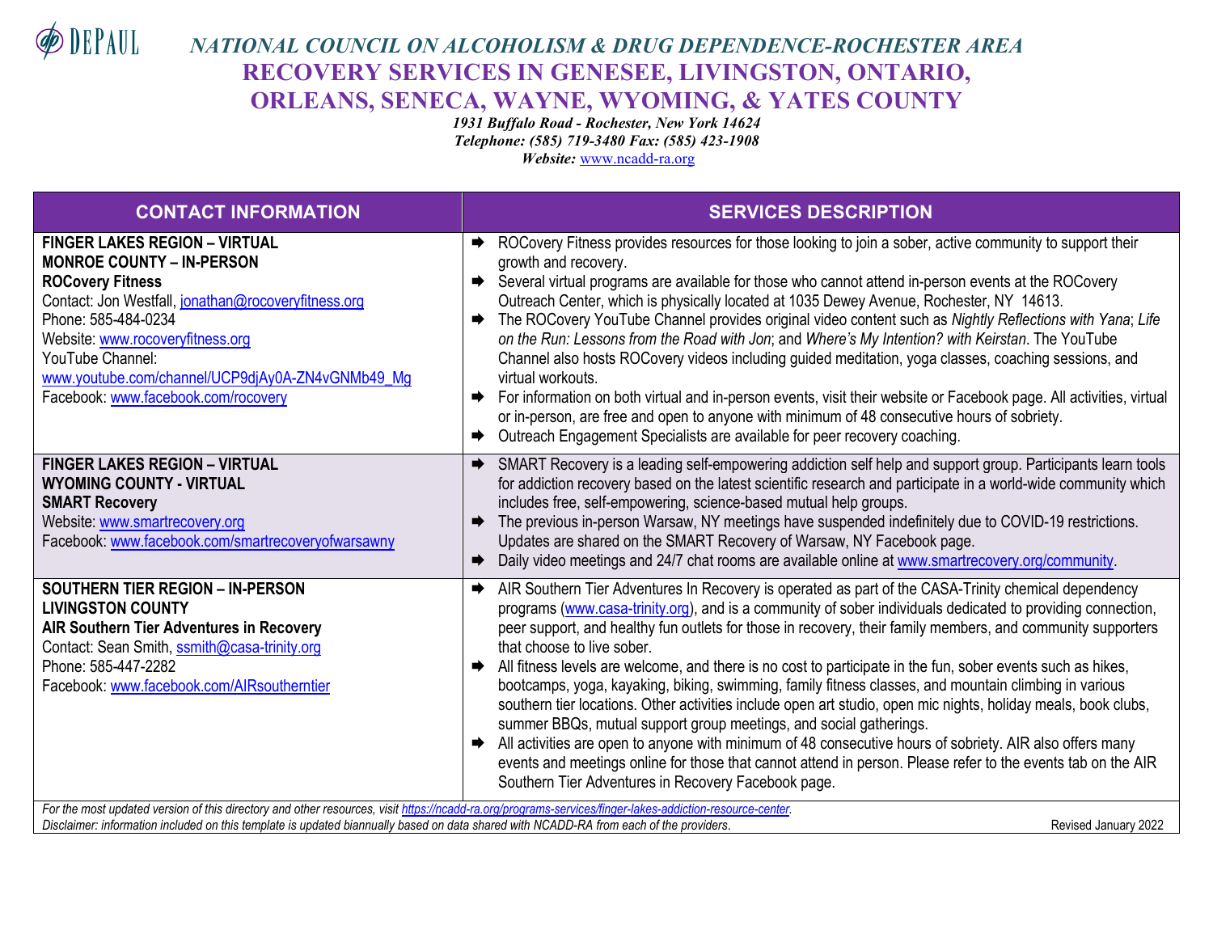DEPAUL

# NATIONAL COUNCIL ON ALCOHOLISM & DRUG DEPENDENCE-ROCHESTER AREA

## RECOVERY SERVICES IN GENESEE, LIVINGSTON, ONTARIO, ORLEANS, SENECA, WAYNE, WYOMING, & YATES COUNTY

*1931 Buffalo Road - Rochester, New York 14624*
*Telephone: (585) 719-3480 Fax: (585) 423-1908*
*Website:* www.ncadd-ra.org

| CONTACT INFORMATION | SERVICES DESCRIPTION |
|---|---|
| **FINGER LAKES REGION – VIRTUAL**<br>**MONROE COUNTY – IN-PERSON**<br>**ROCovery Fitness**<br>Contact: Jon Westfall, jonathan@rocoveryfitness.org<br>Phone: 585-484-0234<br>Website: www.rocoveryfitness.org<br>YouTube Channel:<br>www.youtube.com/channel/UCP9djAy0A-ZN4vGNMb49_Mg<br>Facebook: www.facebook.com/rocovery | ➡ ROCovery Fitness provides resources for those looking to join a sober, active community to support their growth and recovery.<br>➡ Several virtual programs are available for those who cannot attend in-person events at the ROCovery Outreach Center, which is physically located at 1035 Dewey Avenue, Rochester, NY 14613.<br>➡ The ROCovery YouTube Channel provides original video content such as *Nightly Reflections with Yana*; *Life on the Run: Lessons from the Road with Jon*; and *Where's My Intention? with Keirstan*. The YouTube Channel also hosts ROCovery videos including guided meditation, yoga classes, coaching sessions, and virtual workouts.<br>➡ For information on both virtual and in-person events, visit their website or Facebook page. All activities, virtual or in-person, are free and open to anyone with minimum of 48 consecutive hours of sobriety.<br>➡ Outreach Engagement Specialists are available for peer recovery coaching. |
| **FINGER LAKES REGION – VIRTUAL**<br>**WYOMING COUNTY - VIRTUAL**<br>**SMART Recovery**<br>Website: www.smartrecovery.org<br>Facebook: www.facebook.com/smartrecoveryofwarsawny | ➡ SMART Recovery is a leading self-empowering addiction self help and support group. Participants learn tools for addiction recovery based on the latest scientific research and participate in a world-wide community which includes free, self-empowering, science-based mutual help groups.<br>➡ The previous in-person Warsaw, NY meetings have suspended indefinitely due to COVID-19 restrictions. Updates are shared on the SMART Recovery of Warsaw, NY Facebook page.<br>➡ Daily video meetings and 24/7 chat rooms are available online at www.smartrecovery.org/community. |
| **SOUTHERN TIER REGION – IN-PERSON**<br>**LIVINGSTON COUNTY**<br>**AIR Southern Tier Adventures in Recovery**<br>Contact: Sean Smith, ssmith@casa-trinity.org<br>Phone: 585-447-2282<br>Facebook: www.facebook.com/AIRsoutherntier | ➡ AIR Southern Tier Adventures In Recovery is operated as part of the CASA-Trinity chemical dependency programs (www.casa-trinity.org), and is a community of sober individuals dedicated to providing connection, peer support, and healthy fun outlets for those in recovery, their family members, and community supporters that choose to live sober.<br>➡ All fitness levels are welcome, and there is no cost to participate in the fun, sober events such as hikes, bootcamps, yoga, kayaking, biking, swimming, family fitness classes, and mountain climbing in various southern tier locations. Other activities include open art studio, open mic nights, holiday meals, book clubs, summer BBQs, mutual support group meetings, and social gatherings.<br>➡ All activities are open to anyone with minimum of 48 consecutive hours of sobriety. AIR also offers many events and meetings online for those that cannot attend in person. Please refer to the events tab on the AIR Southern Tier Adventures in Recovery Facebook page. |

*For the most updated version of this directory and other resources, visit https://ncadd-ra.org/programs-services/finger-lakes-addiction-resource-center.*
*Disclaimer: information included on this template is updated biannually based on data shared with NCADD-RA from each of the providers.* Revised January 2022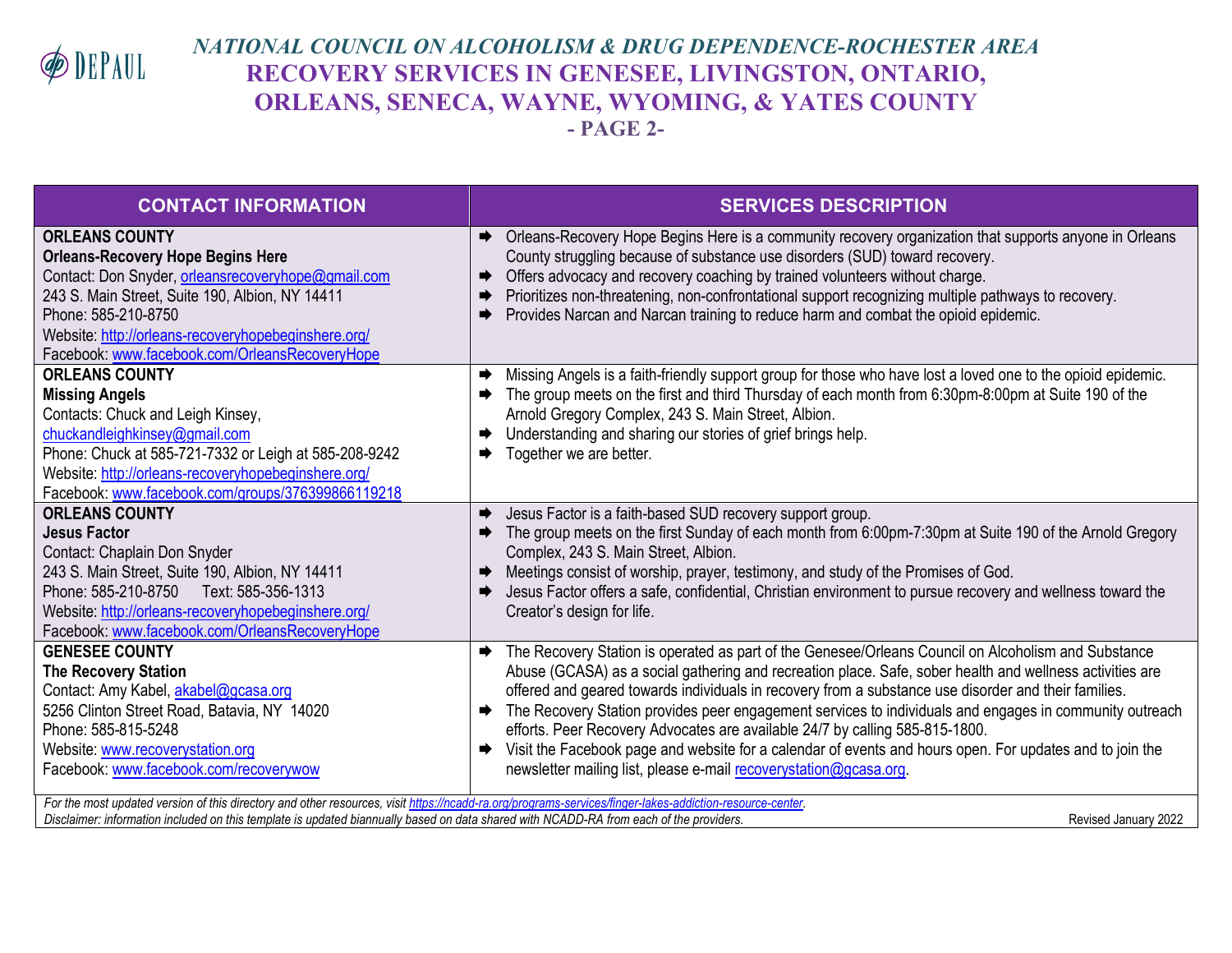## NATIONAL COUNCIL ON ALCOHOLISM & DRUG DEPENDENCE-ROCHESTER AREA
# RECOVERY SERVICES IN GENESEE, LIVINGSTON, ONTARIO, ORLEANS, SENECA, WAYNE, WYOMING, & YATES COUNTY
## - PAGE 2-

| CONTACT INFORMATION | SERVICES DESCRIPTION |
|---|---|
| **ORLEANS COUNTY**<br>**Orleans-Recovery Hope Begins Here**<br>Contact: Don Snyder, orleansrecoveryhope@gmail.com<br>243 S. Main Street, Suite 190, Albion, NY 14411<br>Phone: 585-210-8750<br>Website: http://orleans-recoveryhopebeginshere.org/<br>Facebook: www.facebook.com/OrleansRecoveryHope | ➡ Orleans-Recovery Hope Begins Here is a community recovery organization that supports anyone in Orleans County struggling because of substance use disorders (SUD) toward recovery.<br>➡ Offers advocacy and recovery coaching by trained volunteers without charge.<br>➡ Prioritizes non-threatening, non-confrontational support recognizing multiple pathways to recovery.<br>➡ Provides Narcan and Narcan training to reduce harm and combat the opioid epidemic. |
| **ORLEANS COUNTY**<br>**Missing Angels**<br>Contacts: Chuck and Leigh Kinsey, chuckandleighkinsey@gmail.com<br>Phone: Chuck at 585-721-7332 or Leigh at 585-208-9242<br>Website: http://orleans-recoveryhopebeginshere.org/<br>Facebook: www.facebook.com/groups/376399866119218 | ➡ Missing Angels is a faith-friendly support group for those who have lost a loved one to the opioid epidemic.<br>➡ The group meets on the first and third Thursday of each month from 6:30pm-8:00pm at Suite 190 of the Arnold Gregory Complex, 243 S. Main Street, Albion.<br>➡ Understanding and sharing our stories of grief brings help.<br>➡ Together we are better. |
| **ORLEANS COUNTY**<br>**Jesus Factor**<br>Contact: Chaplain Don Snyder<br>243 S. Main Street, Suite 190, Albion, NY 14411<br>Phone: 585-210-8750 Text: 585-356-1313<br>Website: http://orleans-recoveryhopebeginshere.org/<br>Facebook: www.facebook.com/OrleansRecoveryHope | ➡ Jesus Factor is a faith-based SUD recovery support group.<br>➡ The group meets on the first Sunday of each month from 6:00pm-7:30pm at Suite 190 of the Arnold Gregory Complex, 243 S. Main Street, Albion.<br>➡ Meetings consist of worship, prayer, testimony, and study of the Promises of God.<br>➡ Jesus Factor offers a safe, confidential, Christian environment to pursue recovery and wellness toward the Creator's design for life. |
| **GENESEE COUNTY**<br>**The Recovery Station**<br>Contact: Amy Kabel, akabel@gcasa.org<br>5256 Clinton Street Road, Batavia, NY 14020<br>Phone: 585-815-5248<br>Website: www.recoverystation.org<br>Facebook: www.facebook.com/recoverywow | ➡ The Recovery Station is operated as part of the Genesee/Orleans Council on Alcoholism and Substance Abuse (GCASA) as a social gathering and recreation place. Safe, sober health and wellness activities are offered and geared towards individuals in recovery from a substance use disorder and their families.<br>➡ The Recovery Station provides peer engagement services to individuals and engages in community outreach efforts. Peer Recovery Advocates are available 24/7 by calling 585-815-1800.<br>➡ Visit the Facebook page and website for a calendar of events and hours open. For updates and to join the newsletter mailing list, please e-mail recoverystation@gcasa.org. |

*For the most updated version of this directory and other resources, visit https://ncadd-ra.org/programs-services/finger-lakes-addiction-resource-center.*
*Disclaimer: information included on this template is updated biannually based on data shared with NCADD-RA from each of the providers.* Revised January 2022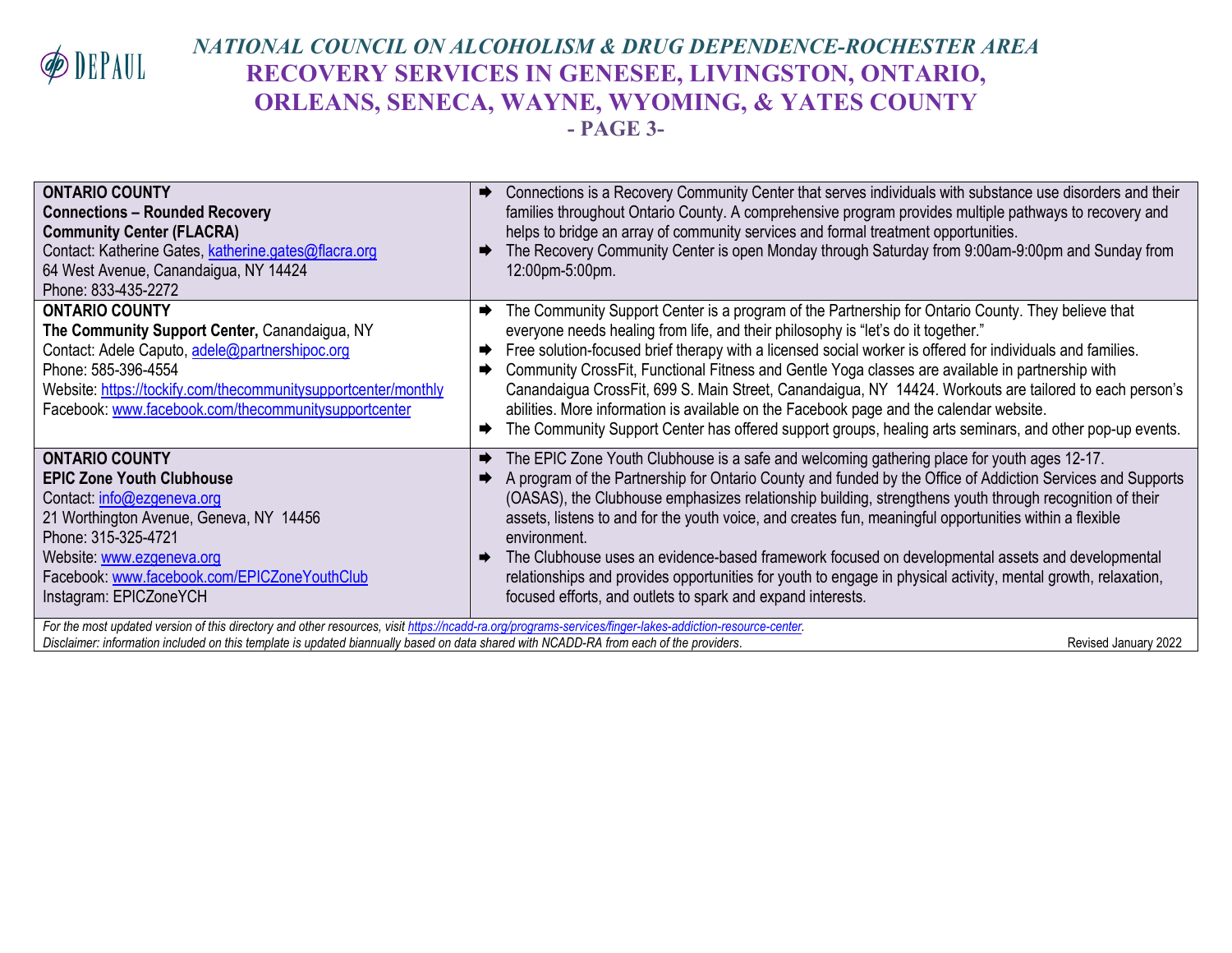# NATIONAL COUNCIL ON ALCOHOLISM & DRUG DEPENDENCE-ROCHESTER AREA

## RECOVERY SERVICES IN GENESEE, LIVINGSTON, ONTARIO, ORLEANS, SENECA, WAYNE, WYOMING, & YATES COUNTY

## - PAGE 3-

| | |
|---|---|
| **ONTARIO COUNTY**<br>**Connections – Rounded Recovery Community Center (FLACRA)**<br>Contact: Katherine Gates, katherine.gates@flacra.org<br>64 West Avenue, Canandaigua, NY 14424<br>Phone: 833-435-2272 | ➡ Connections is a Recovery Community Center that serves individuals with substance use disorders and their families throughout Ontario County. A comprehensive program provides multiple pathways to recovery and helps to bridge an array of community services and formal treatment opportunities.<br>➡ The Recovery Community Center is open Monday through Saturday from 9:00am-9:00pm and Sunday from 12:00pm-5:00pm. |
| **ONTARIO COUNTY**<br>**The Community Support Center,** Canandaigua, NY<br>Contact: Adele Caputo, adele@partnershipoc.org<br>Phone: 585-396-4554<br>Website: https://tockify.com/thecommunitysupportcenter/monthly<br>Facebook: www.facebook.com/thecommunitysupportcenter | ➡ The Community Support Center is a program of the Partnership for Ontario County. They believe that everyone needs healing from life, and their philosophy is "let's do it together."<br>➡ Free solution-focused brief therapy with a licensed social worker is offered for individuals and families.<br>➡ Community CrossFit, Functional Fitness and Gentle Yoga classes are available in partnership with Canandaigua CrossFit, 699 S. Main Street, Canandaigua, NY 14424. Workouts are tailored to each person's abilities. More information is available on the Facebook page and the calendar website.<br>➡ The Community Support Center has offered support groups, healing arts seminars, and other pop-up events. |
| **ONTARIO COUNTY**<br>**EPIC Zone Youth Clubhouse**<br>Contact: info@ezgeneva.org<br>21 Worthington Avenue, Geneva, NY 14456<br>Phone: 315-325-4721<br>Website: www.ezgeneva.org<br>Facebook: www.facebook.com/EPICZoneYouthClub<br>Instagram: EPICZoneYCH | ➡ The EPIC Zone Youth Clubhouse is a safe and welcoming gathering place for youth ages 12-17.<br>➡ A program of the Partnership for Ontario County and funded by the Office of Addiction Services and Supports (OASAS), the Clubhouse emphasizes relationship building, strengthens youth through recognition of their assets, listens to and for the youth voice, and creates fun, meaningful opportunities within a flexible environment.<br>➡ The Clubhouse uses an evidence-based framework focused on developmental assets and developmental relationships and provides opportunities for youth to engage in physical activity, mental growth, relaxation, focused efforts, and outlets to spark and expand interests. |

*For the most updated version of this directory and other resources, visit https://ncadd-ra.org/programs-services/finger-lakes-addiction-resource-center.*

*Disclaimer: information included on this template is updated biannually based on data shared with NCADD-RA from each of the providers.*

Revised January 2022